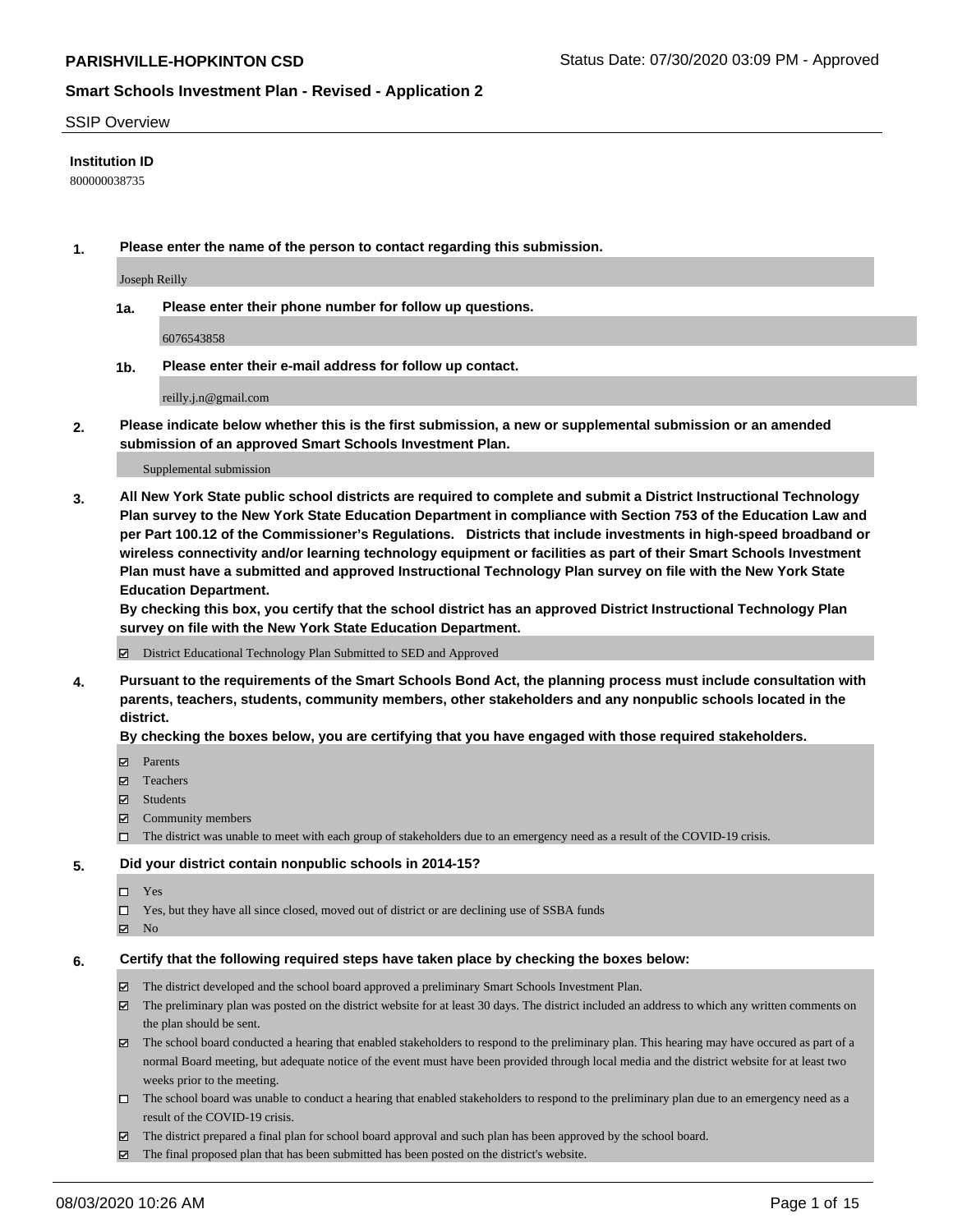# Smart Schools Investment Plan - Revised - Application 2

PARISHVILLE-HOPKINTON CSD

Status Date: 07/30/2020 03:09 PM - Approved

## SSIP Overview

**Institution ID**

800000038735

**1. Please enter the name of the person to contact regarding this submission.**

Joseph Reilly

**1a. Please enter their phone number for follow up questions.**

6076543858

**1b. Please enter their e-mail address for follow up contact.**

reilly.j.n@gmail.com

**2. Please indicate below whether this is the first submission, a new or supplemental submission or an amended submission of an approved Smart Schools Investment Plan.**

Supplemental submission

**3. All New York State public school districts are required to complete and submit a District Instructional Technology Plan survey to the New York State Education Department in compliance with Section 753 of the Education Law and per Part 100.12 of the Commissioner's Regulations. Districts that include investments in high-speed broadband or wireless connectivity and/or learning technology equipment or facilities as part of their Smart Schools Investment Plan must have a submitted and approved Instructional Technology Plan survey on file with the New York State Education Department.**
**By checking this box, you certify that the school district has an approved District Instructional Technology Plan survey on file with the New York State Education Department.**

- ☑ District Educational Technology Plan Submitted to SED and Approved

**4. Pursuant to the requirements of the Smart Schools Bond Act, the planning process must include consultation with parents, teachers, students, community members, other stakeholders and any nonpublic schools located in the district.**
**By checking the boxes below, you are certifying that you have engaged with those required stakeholders.**

- ☑ Parents
- ☑ Teachers
- ☑ Students
- ☑ Community members
- ☐ The district was unable to meet with each group of stakeholders due to an emergency need as a result of the COVID-19 crisis.

**5. Did your district contain nonpublic schools in 2014-15?**

- ☐ Yes
- ☐ Yes, but they have all since closed, moved out of district or are declining use of SSBA funds
- ☑ No

**6. Certify that the following required steps have taken place by checking the boxes below:**

- ☑ The district developed and the school board approved a preliminary Smart Schools Investment Plan.
- ☑ The preliminary plan was posted on the district website for at least 30 days. The district included an address to which any written comments on the plan should be sent.
- ☑ The school board conducted a hearing that enabled stakeholders to respond to the preliminary plan. This hearing may have occured as part of a normal Board meeting, but adequate notice of the event must have been provided through local media and the district website for at least two weeks prior to the meeting.
- ☐ The school board was unable to conduct a hearing that enabled stakeholders to respond to the preliminary plan due to an emergency need as a result of the COVID-19 crisis.
- ☑ The district prepared a final plan for school board approval and such plan has been approved by the school board.
- ☑ The final proposed plan that has been submitted has been posted on the district's website.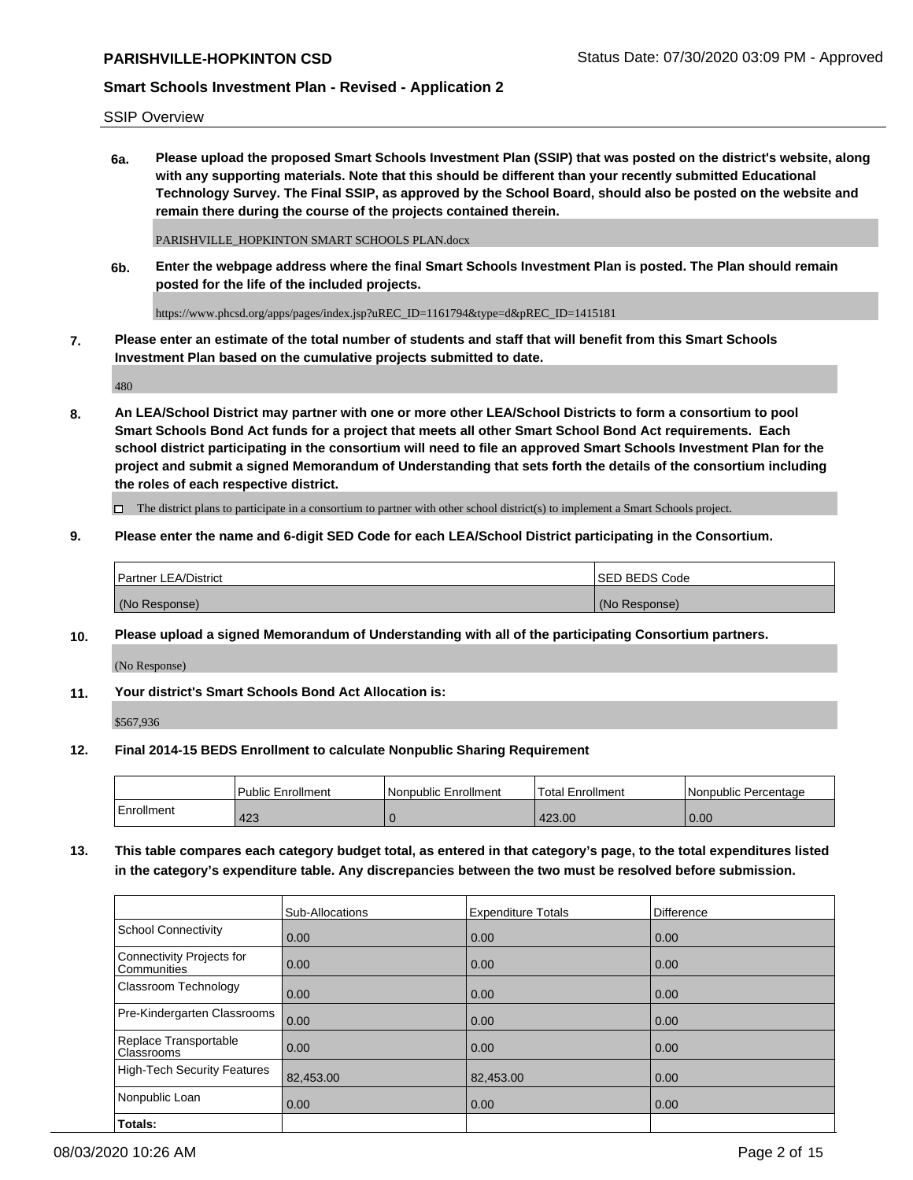SSIP Overview

**6a. Please upload the proposed Smart Schools Investment Plan (SSIP) that was posted on the district's website, along with any supporting materials. Note that this should be different than your recently submitted Educational Technology Survey. The Final SSIP, as approved by the School Board, should also be posted on the website and remain there during the course of the projects contained therein.**

PARISHVILLE_HOPKINTON SMART SCHOOLS PLAN.docx

**6b. Enter the webpage address where the final Smart Schools Investment Plan is posted. The Plan should remain posted for the life of the included projects.**

https://www.phcsd.org/apps/pages/index.jsp?uREC_ID=1161794&type=d&pREC_ID=1415181

**7. Please enter an estimate of the total number of students and staff that will benefit from this Smart Schools Investment Plan based on the cumulative projects submitted to date.**

480

**8. An LEA/School District may partner with one or more other LEA/School Districts to form a consortium to pool Smart Schools Bond Act funds for a project that meets all other Smart School Bond Act requirements. Each school district participating in the consortium will need to file an approved Smart Schools Investment Plan for the project and submit a signed Memorandum of Understanding that sets forth the details of the consortium including the roles of each respective district.**

☐ The district plans to participate in a consortium to partner with other school district(s) to implement a Smart Schools project.

**9. Please enter the name and 6-digit SED Code for each LEA/School District participating in the Consortium.**

| Partner LEA/District | SED BEDS Code |
|---|---|
| (No Response) | (No Response) |

**10. Please upload a signed Memorandum of Understanding with all of the participating Consortium partners.**

(No Response)

**11. Your district's Smart Schools Bond Act Allocation is:**

$567,936

**12. Final 2014-15 BEDS Enrollment to calculate Nonpublic Sharing Requirement**

| | Public Enrollment | Nonpublic Enrollment | Total Enrollment | Nonpublic Percentage |
|---|---|---|---|---|
| Enrollment | 423 | 0 | 423.00 | 0.00 |

**13. This table compares each category budget total, as entered in that category's page, to the total expenditures listed in the category's expenditure table. Any discrepancies between the two must be resolved before submission.**

| | Sub-Allocations | Expenditure Totals | Difference |
|---|---|---|---|
| School Connectivity | 0.00 | 0.00 | 0.00 |
| Connectivity Projects for Communities | 0.00 | 0.00 | 0.00 |
| Classroom Technology | 0.00 | 0.00 | 0.00 |
| Pre-Kindergarten Classrooms | 0.00 | 0.00 | 0.00 |
| Replace Transportable Classrooms | 0.00 | 0.00 | 0.00 |
| High-Tech Security Features | 82,453.00 | 82,453.00 | 0.00 |
| Nonpublic Loan | 0.00 | 0.00 | 0.00 |
| **Totals:** | | | |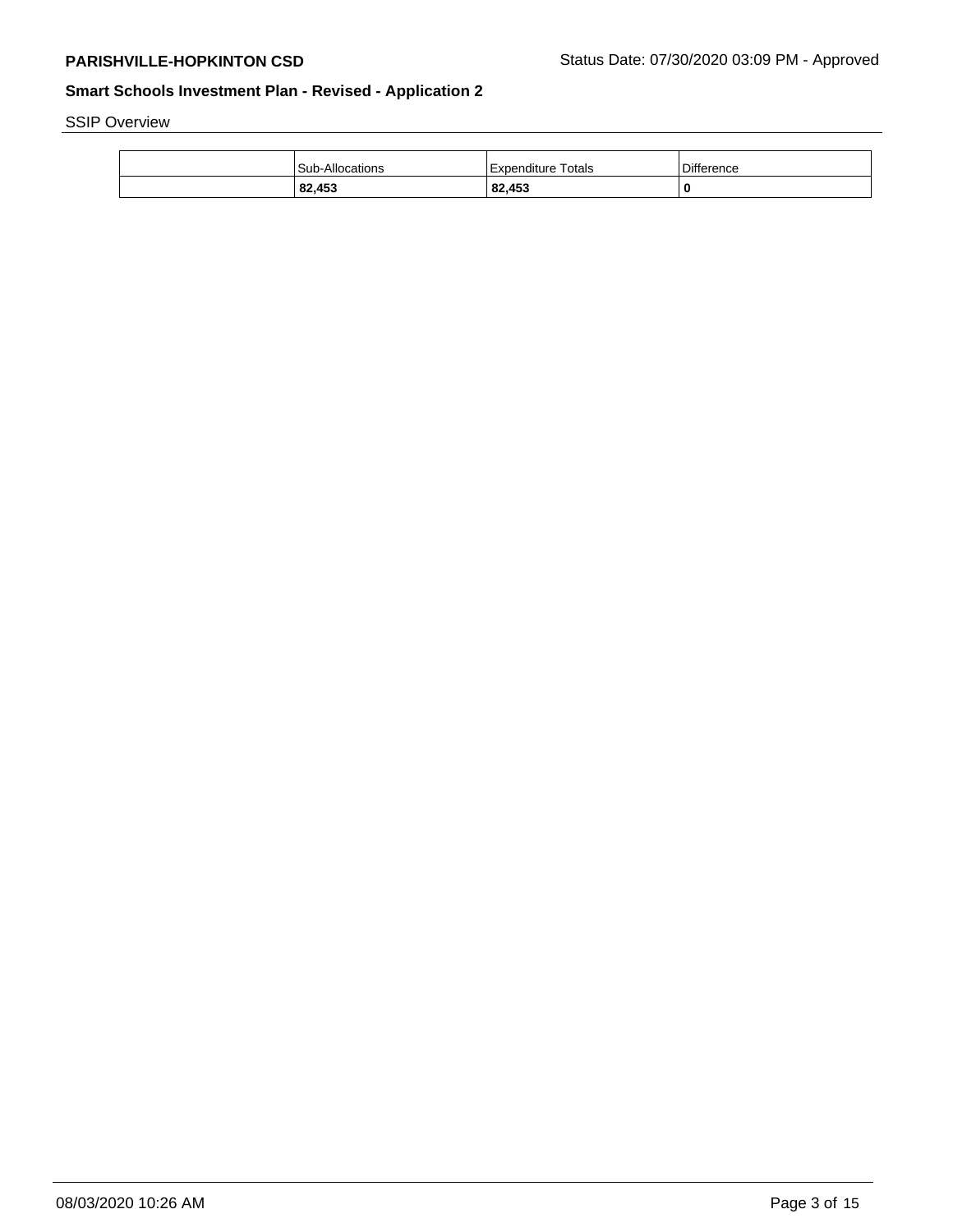SSIP Overview

| | Sub-Allocations | Expenditure Totals | Difference |
|---|---|---|---|
| | **82,453** | **82,453** | **0** |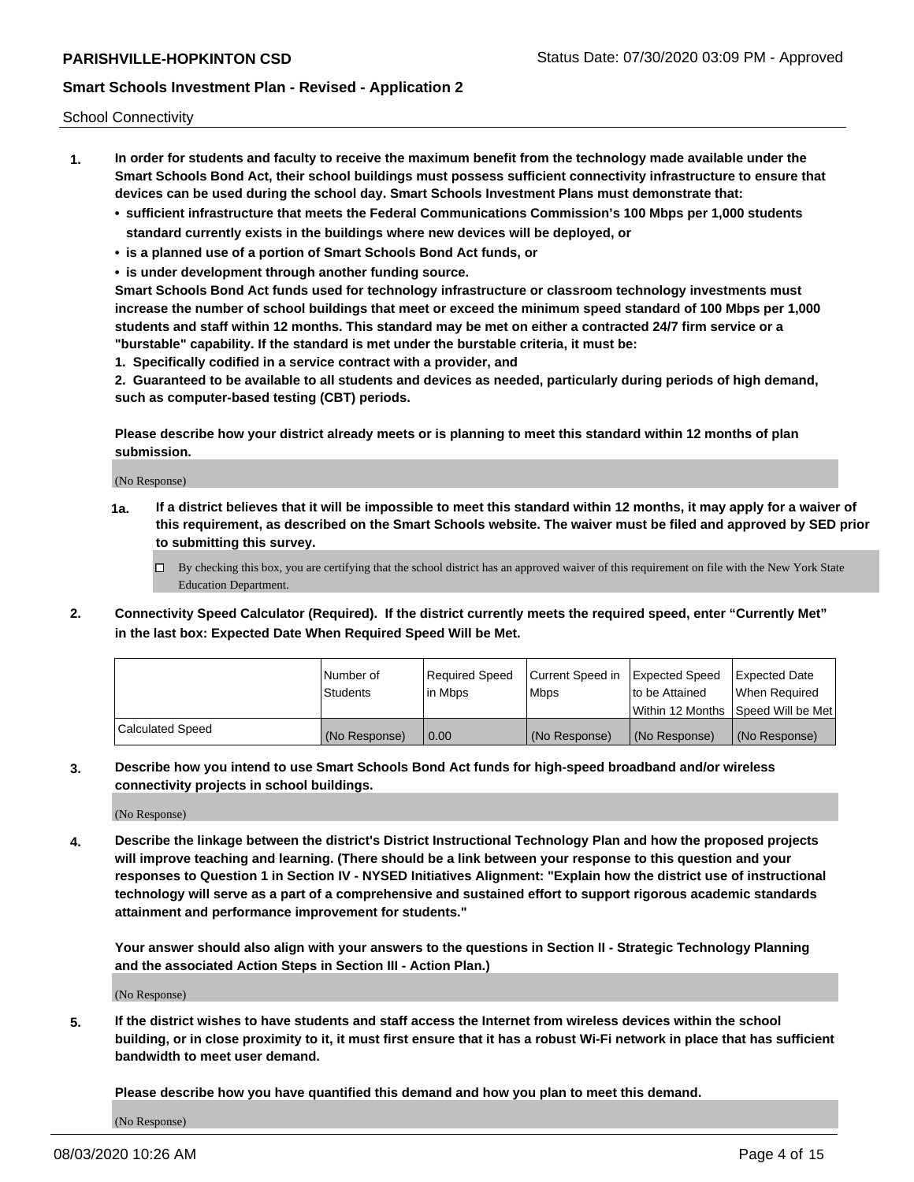School Connectivity

1. **In order for students and faculty to receive the maximum benefit from the technology made available under the Smart Schools Bond Act, their school buildings must possess sufficient connectivity infrastructure to ensure that devices can be used during the school day. Smart Schools Investment Plans must demonstrate that:**
   - **sufficient infrastructure that meets the Federal Communications Commission's 100 Mbps per 1,000 students standard currently exists in the buildings where new devices will be deployed, or**
   - **is a planned use of a portion of Smart Schools Bond Act funds, or**
   - **is under development through another funding source.**

   **Smart Schools Bond Act funds used for technology infrastructure or classroom technology investments must increase the number of school buildings that meet or exceed the minimum speed standard of 100 Mbps per 1,000 students and staff within 12 months. This standard may be met on either a contracted 24/7 firm service or a "burstable" capability. If the standard is met under the burstable criteria, it must be:**

   **1. Specifically codified in a service contract with a provider, and**

   **2. Guaranteed to be available to all students and devices as needed, particularly during periods of high demand, such as computer-based testing (CBT) periods.**

   **Please describe how your district already meets or is planning to meet this standard within 12 months of plan submission.**

   (No Response)

   **1a.** **If a district believes that it will be impossible to meet this standard within 12 months, it may apply for a waiver of this requirement, as described on the Smart Schools website. The waiver must be filed and approved by SED prior to submitting this survey.**

   ☐ By checking this box, you are certifying that the school district has an approved waiver of this requirement on file with the New York State Education Department.

2. **Connectivity Speed Calculator (Required). If the district currently meets the required speed, enter "Currently Met" in the last box: Expected Date When Required Speed Will be Met.**

| | Number of Students | Required Speed in Mbps | Current Speed in Mbps | Expected Speed to be Attained Within 12 Months | Expected Date When Required Speed Will be Met |
|---|---|---|---|---|---|
| Calculated Speed | (No Response) | 0.00 | (No Response) | (No Response) | (No Response) |

3. **Describe how you intend to use Smart Schools Bond Act funds for high-speed broadband and/or wireless connectivity projects in school buildings.**

   (No Response)

4. **Describe the linkage between the district's District Instructional Technology Plan and how the proposed projects will improve teaching and learning. (There should be a link between your response to this question and your responses to Question 1 in Section IV - NYSED Initiatives Alignment: "Explain how the district use of instructional technology will serve as a part of a comprehensive and sustained effort to support rigorous academic standards attainment and performance improvement for students."**

   **Your answer should also align with your answers to the questions in Section II - Strategic Technology Planning and the associated Action Steps in Section III - Action Plan.)**

   (No Response)

5. **If the district wishes to have students and staff access the Internet from wireless devices within the school building, or in close proximity to it, it must first ensure that it has a robust Wi-Fi network in place that has sufficient bandwidth to meet user demand.**

   **Please describe how you have quantified this demand and how you plan to meet this demand.**

   (No Response)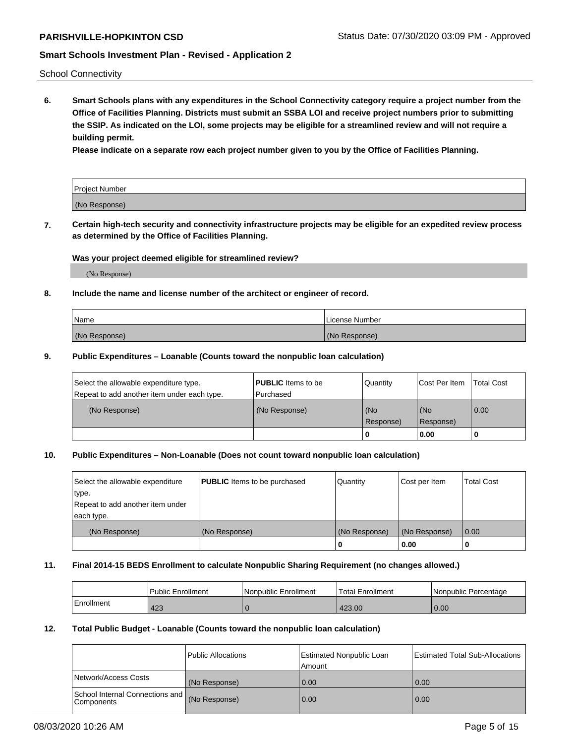School Connectivity

**6. Smart Schools plans with any expenditures in the School Connectivity category require a project number from the Office of Facilities Planning. Districts must submit an SSBA LOI and receive project numbers prior to submitting the SSIP. As indicated on the LOI, some projects may be eligible for a streamlined review and will not require a building permit.**

**Please indicate on a separate row each project number given to you by the Office of Facilities Planning.**

| Project Number |
| --- |
| (No Response) |

**7. Certain high-tech security and connectivity infrastructure projects may be eligible for an expedited review process as determined by the Office of Facilities Planning.**

**Was your project deemed eligible for streamlined review?**

(No Response)

**8. Include the name and license number of the architect or engineer of record.**

| Name | License Number |
| --- | --- |
| (No Response) | (No Response) |

**9. Public Expenditures – Loanable (Counts toward the nonpublic loan calculation)**

| Select the allowable expenditure type. Repeat to add another item under each type. | **PUBLIC** Items to be Purchased | Quantity | Cost Per Item | Total Cost |
| --- | --- | --- | --- | --- |
| (No Response) | (No Response) | (No Response) | (No Response) | 0.00 |
| | | 0 | 0.00 | 0 |

**10. Public Expenditures – Non-Loanable (Does not count toward nonpublic loan calculation)**

| Select the allowable expenditure type. Repeat to add another item under each type. | **PUBLIC** Items to be purchased | Quantity | Cost per Item | Total Cost |
| --- | --- | --- | --- | --- |
| (No Response) | (No Response) | (No Response) | (No Response) | 0.00 |
| | | 0 | 0.00 | 0 |

**11. Final 2014-15 BEDS Enrollment to calculate Nonpublic Sharing Requirement (no changes allowed.)**

| | Public Enrollment | Nonpublic Enrollment | Total Enrollment | Nonpublic Percentage |
| --- | --- | --- | --- | --- |
| Enrollment | 423 | 0 | 423.00 | 0.00 |

**12. Total Public Budget - Loanable (Counts toward the nonpublic loan calculation)**

| | Public Allocations | Estimated Nonpublic Loan Amount | Estimated Total Sub-Allocations |
| --- | --- | --- | --- |
| Network/Access Costs | (No Response) | 0.00 | 0.00 |
| School Internal Connections and Components | (No Response) | 0.00 | 0.00 |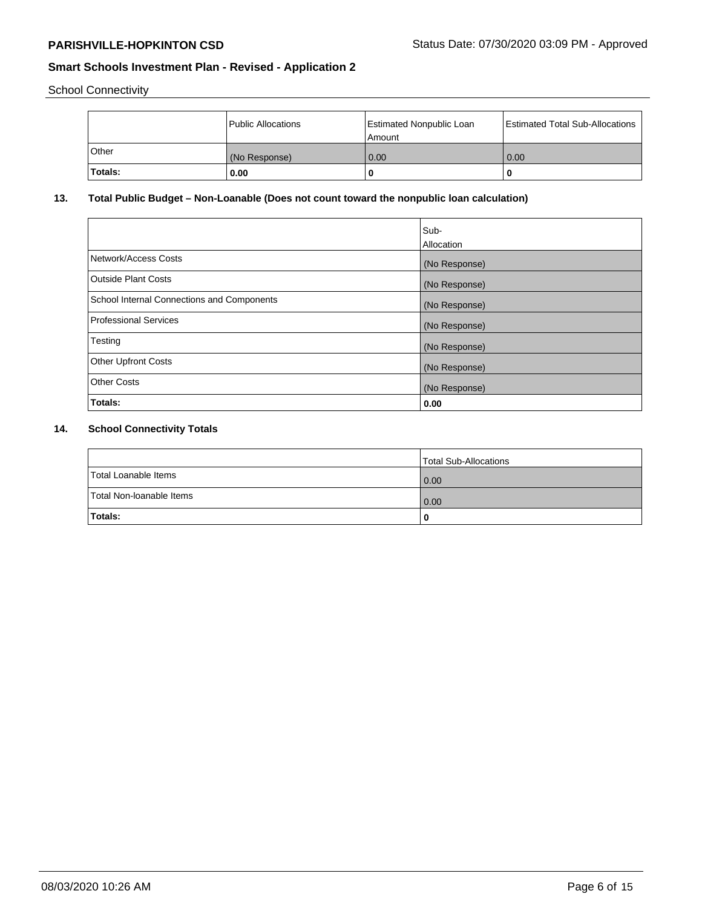School Connectivity

|  | Public Allocations | Estimated Nonpublic Loan Amount | Estimated Total Sub-Allocations |
|---|---|---|---|
| Other | (No Response) | 0.00 | 0.00 |
| **Totals:** | **0.00** | **0** | **0** |

## 13. Total Public Budget – Non-Loanable (Does not count toward the nonpublic loan calculation)

|  | Sub-Allocation |
|---|---|
| Network/Access Costs | (No Response) |
| Outside Plant Costs | (No Response) |
| School Internal Connections and Components | (No Response) |
| Professional Services | (No Response) |
| Testing | (No Response) |
| Other Upfront Costs | (No Response) |
| Other Costs | (No Response) |
| **Totals:** | **0.00** |

## 14. School Connectivity Totals

|  | Total Sub-Allocations |
|---|---|
| Total Loanable Items | 0.00 |
| Total Non-loanable Items | 0.00 |
| **Totals:** | **0** |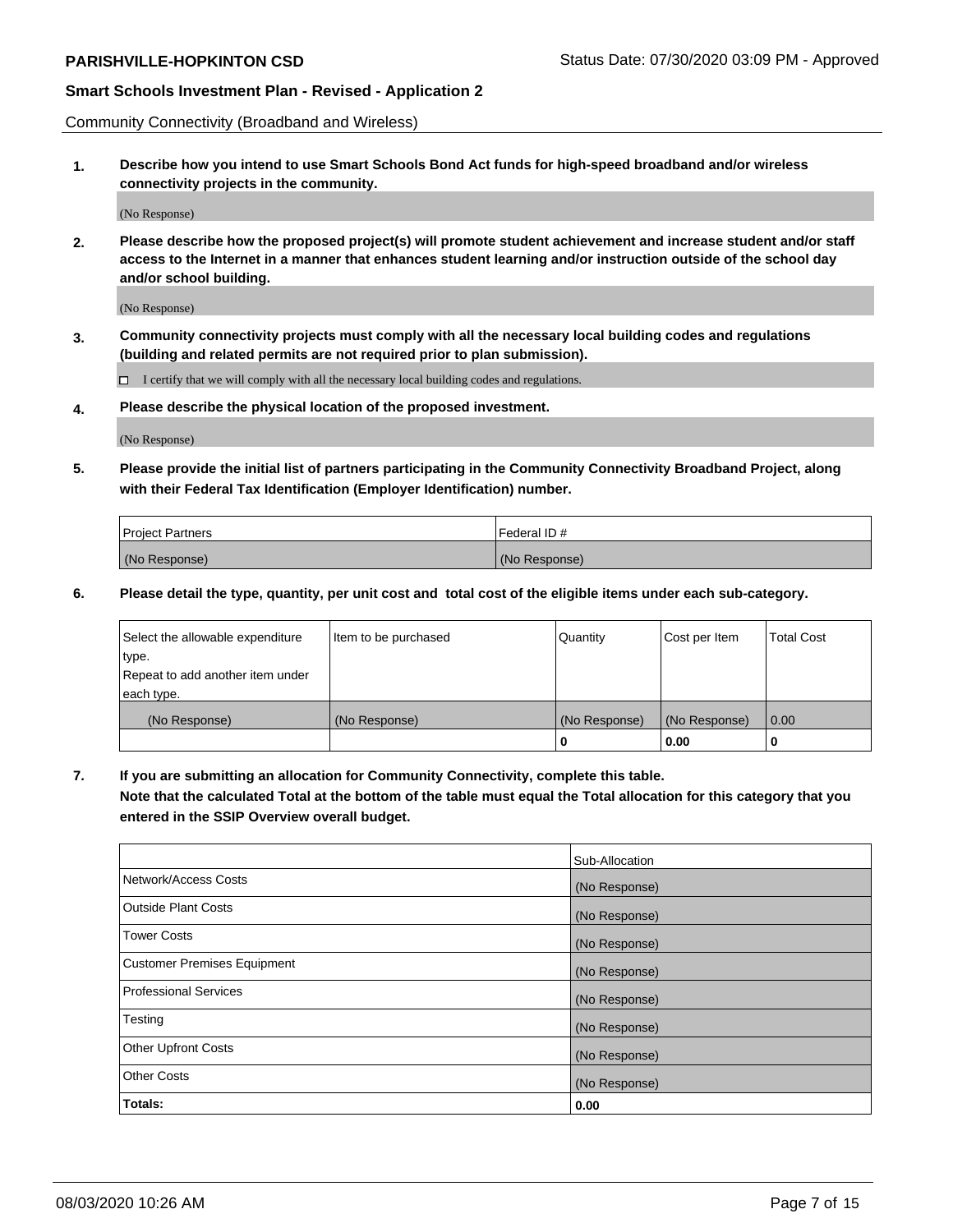Community Connectivity (Broadband and Wireless)

**1. Describe how you intend to use Smart Schools Bond Act funds for high-speed broadband and/or wireless connectivity projects in the community.**

(No Response)

**2. Please describe how the proposed project(s) will promote student achievement and increase student and/or staff access to the Internet in a manner that enhances student learning and/or instruction outside of the school day and/or school building.**

(No Response)

**3. Community connectivity projects must comply with all the necessary local building codes and regulations (building and related permits are not required prior to plan submission).**

☐ I certify that we will comply with all the necessary local building codes and regulations.

**4. Please describe the physical location of the proposed investment.**

(No Response)

**5. Please provide the initial list of partners participating in the Community Connectivity Broadband Project, along with their Federal Tax Identification (Employer Identification) number.**

| Project Partners | Federal ID # |
|---|---|
| (No Response) | (No Response) |

**6. Please detail the type, quantity, per unit cost and total cost of the eligible items under each sub-category.**

| Select the allowable expenditure type. Repeat to add another item under each type. | Item to be purchased | Quantity | Cost per Item | Total Cost |
|---|---|---|---|---|
| (No Response) | (No Response) | (No Response) | (No Response) | 0.00 |
| | | 0 | 0.00 | 0 |

**7. If you are submitting an allocation for Community Connectivity, complete this table. Note that the calculated Total at the bottom of the table must equal the Total allocation for this category that you entered in the SSIP Overview overall budget.**

| | Sub-Allocation |
|---|---|
| Network/Access Costs | (No Response) |
| Outside Plant Costs | (No Response) |
| Tower Costs | (No Response) |
| Customer Premises Equipment | (No Response) |
| Professional Services | (No Response) |
| Testing | (No Response) |
| Other Upfront Costs | (No Response) |
| Other Costs | (No Response) |
| **Totals:** | **0.00** |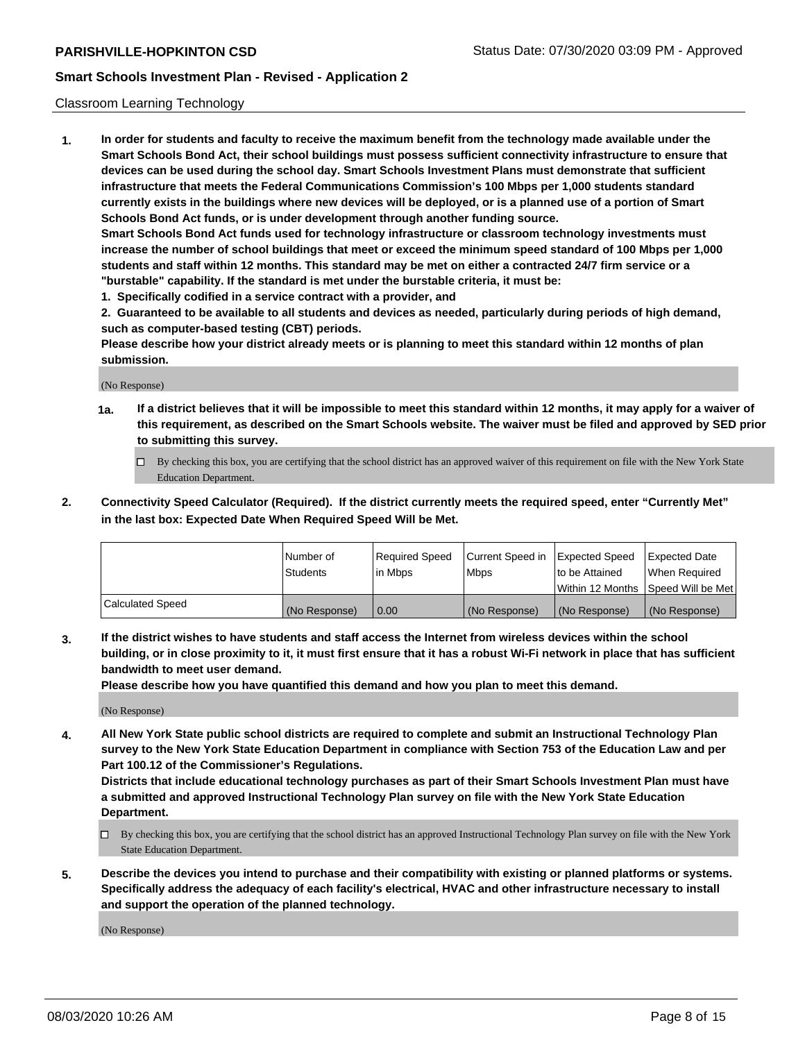Classroom Learning Technology

1. **In order for students and faculty to receive the maximum benefit from the technology made available under the Smart Schools Bond Act, their school buildings must possess sufficient connectivity infrastructure to ensure that devices can be used during the school day. Smart Schools Investment Plans must demonstrate that sufficient infrastructure that meets the Federal Communications Commission's 100 Mbps per 1,000 students standard currently exists in the buildings where new devices will be deployed, or is a planned use of a portion of Smart Schools Bond Act funds, or is under development through another funding source.**

   **Smart Schools Bond Act funds used for technology infrastructure or classroom technology investments must increase the number of school buildings that meet or exceed the minimum speed standard of 100 Mbps per 1,000 students and staff within 12 months. This standard may be met on either a contracted 24/7 firm service or a "burstable" capability. If the standard is met under the burstable criteria, it must be:**

   **1. Specifically codified in a service contract with a provider, and**

   **2. Guaranteed to be available to all students and devices as needed, particularly during periods of high demand, such as computer-based testing (CBT) periods.**

   **Please describe how your district already meets or is planning to meet this standard within 12 months of plan submission.**

   (No Response)

   **1a. If a district believes that it will be impossible to meet this standard within 12 months, it may apply for a waiver of this requirement, as described on the Smart Schools website. The waiver must be filed and approved by SED prior to submitting this survey.**

   ☐ By checking this box, you are certifying that the school district has an approved waiver of this requirement on file with the New York State Education Department.

2. **Connectivity Speed Calculator (Required). If the district currently meets the required speed, enter "Currently Met" in the last box: Expected Date When Required Speed Will be Met.**

| | Number of Students | Required Speed in Mbps | Current Speed in Mbps | Expected Speed to be Attained Within 12 Months | Expected Date When Required Speed Will be Met |
|---|---|---|---|---|---|
| Calculated Speed | (No Response) | 0.00 | (No Response) | (No Response) | (No Response) |

3. **If the district wishes to have students and staff access the Internet from wireless devices within the school building, or in close proximity to it, it must first ensure that it has a robust Wi-Fi network in place that has sufficient bandwidth to meet user demand.**

   **Please describe how you have quantified this demand and how you plan to meet this demand.**

   (No Response)

4. **All New York State public school districts are required to complete and submit an Instructional Technology Plan survey to the New York State Education Department in compliance with Section 753 of the Education Law and per Part 100.12 of the Commissioner's Regulations.**

   **Districts that include educational technology purchases as part of their Smart Schools Investment Plan must have a submitted and approved Instructional Technology Plan survey on file with the New York State Education Department.**

   ☐ By checking this box, you are certifying that the school district has an approved Instructional Technology Plan survey on file with the New York State Education Department.

5. **Describe the devices you intend to purchase and their compatibility with existing or planned platforms or systems. Specifically address the adequacy of each facility's electrical, HVAC and other infrastructure necessary to install and support the operation of the planned technology.**

   (No Response)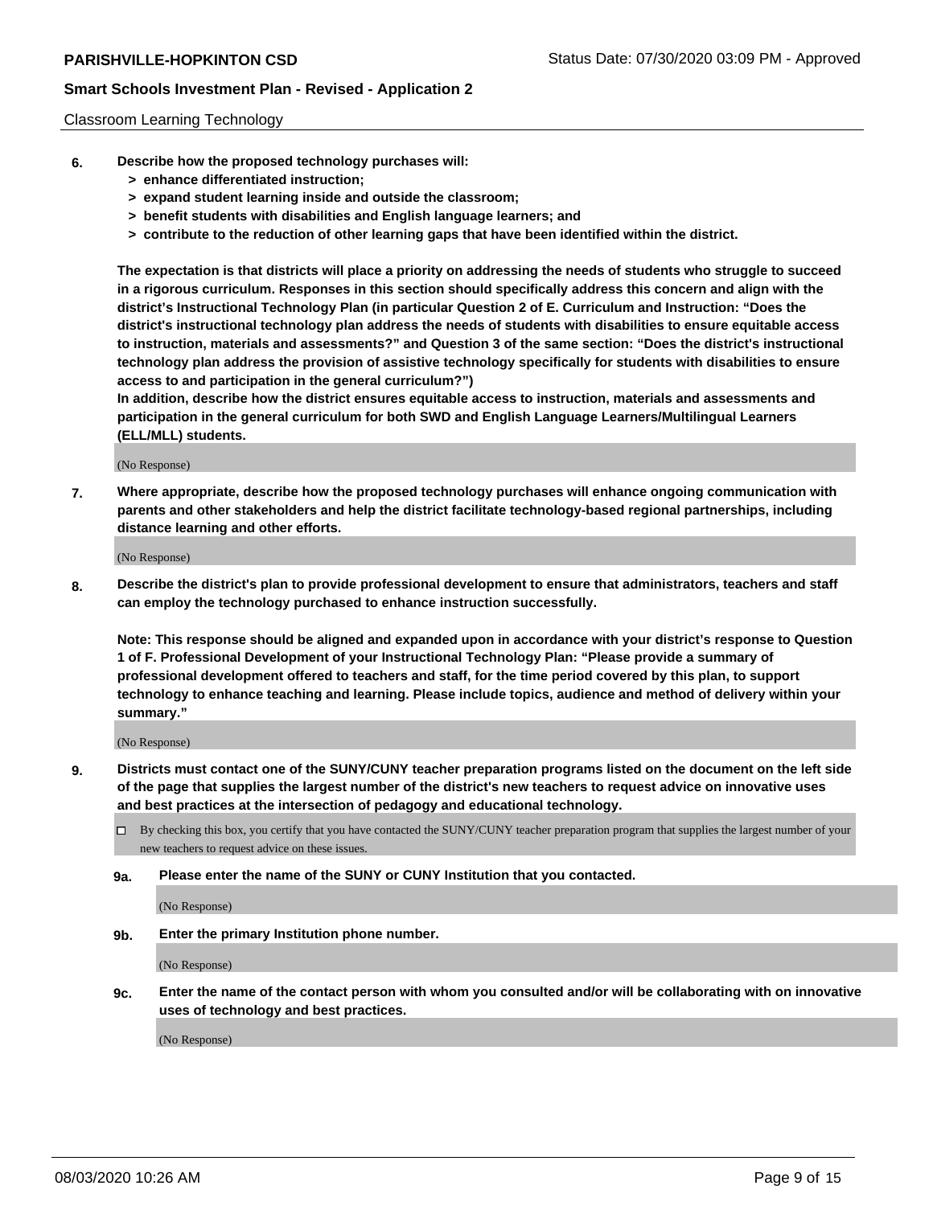Classroom Learning Technology

**6. Describe how the proposed technology purchases will:**

- **> enhance differentiated instruction;**
- **> expand student learning inside and outside the classroom;**
- **> benefit students with disabilities and English language learners; and**
- **> contribute to the reduction of other learning gaps that have been identified within the district.**

**The expectation is that districts will place a priority on addressing the needs of students who struggle to succeed in a rigorous curriculum. Responses in this section should specifically address this concern and align with the district's Instructional Technology Plan (in particular Question 2 of E. Curriculum and Instruction: "Does the district's instructional technology plan address the needs of students with disabilities to ensure equitable access to instruction, materials and assessments?" and Question 3 of the same section: "Does the district's instructional technology plan address the provision of assistive technology specifically for students with disabilities to ensure access to and participation in the general curriculum?")**

**In addition, describe how the district ensures equitable access to instruction, materials and assessments and participation in the general curriculum for both SWD and English Language Learners/Multilingual Learners (ELL/MLL) students.**

(No Response)

**7. Where appropriate, describe how the proposed technology purchases will enhance ongoing communication with parents and other stakeholders and help the district facilitate technology-based regional partnerships, including distance learning and other efforts.**

(No Response)

**8. Describe the district's plan to provide professional development to ensure that administrators, teachers and staff can employ the technology purchased to enhance instruction successfully.**

**Note: This response should be aligned and expanded upon in accordance with your district's response to Question 1 of F. Professional Development of your Instructional Technology Plan: "Please provide a summary of professional development offered to teachers and staff, for the time period covered by this plan, to support technology to enhance teaching and learning. Please include topics, audience and method of delivery within your summary."**

(No Response)

**9. Districts must contact one of the SUNY/CUNY teacher preparation programs listed on the document on the left side of the page that supplies the largest number of the district's new teachers to request advice on innovative uses and best practices at the intersection of pedagogy and educational technology.**

☐ By checking this box, you certify that you have contacted the SUNY/CUNY teacher preparation program that supplies the largest number of your new teachers to request advice on these issues.

**9a. Please enter the name of the SUNY or CUNY Institution that you contacted.**

(No Response)

**9b. Enter the primary Institution phone number.**

(No Response)

**9c. Enter the name of the contact person with whom you consulted and/or will be collaborating with on innovative uses of technology and best practices.**

(No Response)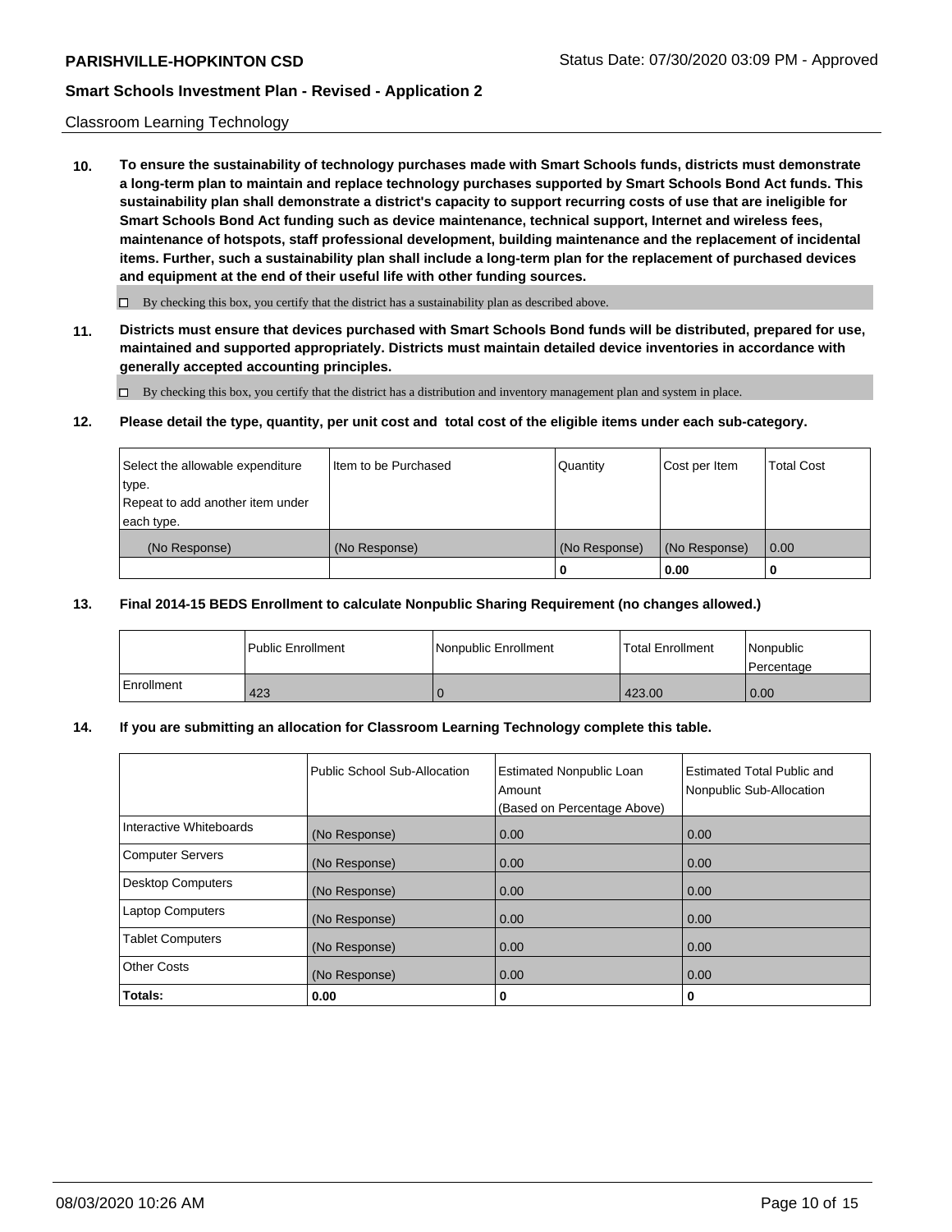Classroom Learning Technology

**10. To ensure the sustainability of technology purchases made with Smart Schools funds, districts must demonstrate a long-term plan to maintain and replace technology purchases supported by Smart Schools Bond Act funds. This sustainability plan shall demonstrate a district's capacity to support recurring costs of use that are ineligible for Smart Schools Bond Act funding such as device maintenance, technical support, Internet and wireless fees, maintenance of hotspots, staff professional development, building maintenance and the replacement of incidental items. Further, such a sustainability plan shall include a long-term plan for the replacement of purchased devices and equipment at the end of their useful life with other funding sources.**

☐ By checking this box, you certify that the district has a sustainability plan as described above.

**11. Districts must ensure that devices purchased with Smart Schools Bond funds will be distributed, prepared for use, maintained and supported appropriately. Districts must maintain detailed device inventories in accordance with generally accepted accounting principles.**

☐ By checking this box, you certify that the district has a distribution and inventory management plan and system in place.

**12. Please detail the type, quantity, per unit cost and total cost of the eligible items under each sub-category.**

| Select the allowable expenditure type. Repeat to add another item under each type. | Item to be Purchased | Quantity | Cost per Item | Total Cost |
|---|---|---|---|---|
| (No Response) | (No Response) | (No Response) | (No Response) | 0.00 |
| | | **0** | **0.00** | **0** |

**13. Final 2014-15 BEDS Enrollment to calculate Nonpublic Sharing Requirement (no changes allowed.)**

| | Public Enrollment | Nonpublic Enrollment | Total Enrollment | Nonpublic Percentage |
|---|---|---|---|---|
| Enrollment | 423 | 0 | 423.00 | 0.00 |

**14. If you are submitting an allocation for Classroom Learning Technology complete this table.**

| | Public School Sub-Allocation | Estimated Nonpublic Loan Amount (Based on Percentage Above) | Estimated Total Public and Nonpublic Sub-Allocation |
|---|---|---|---|
| Interactive Whiteboards | (No Response) | 0.00 | 0.00 |
| Computer Servers | (No Response) | 0.00 | 0.00 |
| Desktop Computers | (No Response) | 0.00 | 0.00 |
| Laptop Computers | (No Response) | 0.00 | 0.00 |
| Tablet Computers | (No Response) | 0.00 | 0.00 |
| Other Costs | (No Response) | 0.00 | 0.00 |
| **Totals:** | **0.00** | **0** | **0** |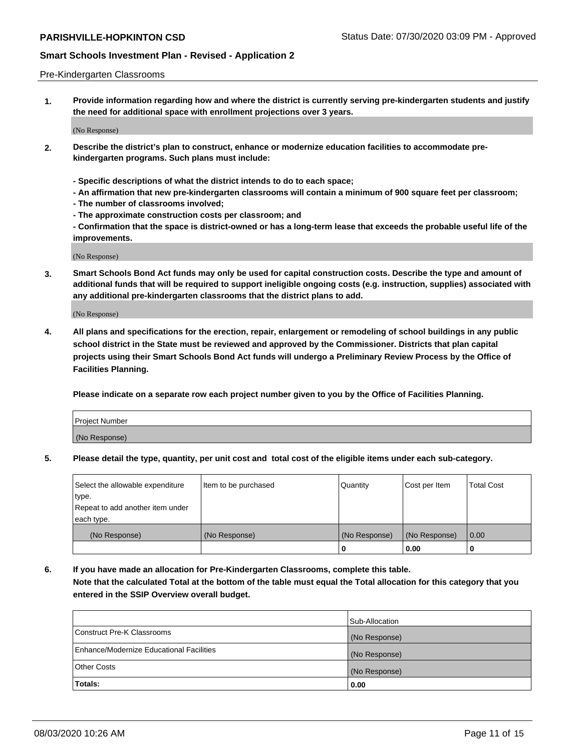Pre-Kindergarten Classrooms

**1. Provide information regarding how and where the district is currently serving pre-kindergarten students and justify the need for additional space with enrollment projections over 3 years.**

(No Response)

**2. Describe the district's plan to construct, enhance or modernize education facilities to accommodate pre-kindergarten programs. Such plans must include:**

**- Specific descriptions of what the district intends to do to each space;**
**- An affirmation that new pre-kindergarten classrooms will contain a minimum of 900 square feet per classroom;**
**- The number of classrooms involved;**
**- The approximate construction costs per classroom; and**
**- Confirmation that the space is district-owned or has a long-term lease that exceeds the probable useful life of the improvements.**

(No Response)

**3. Smart Schools Bond Act funds may only be used for capital construction costs. Describe the type and amount of additional funds that will be required to support ineligible ongoing costs (e.g. instruction, supplies) associated with any additional pre-kindergarten classrooms that the district plans to add.**

(No Response)

**4. All plans and specifications for the erection, repair, enlargement or remodeling of school buildings in any public school district in the State must be reviewed and approved by the Commissioner. Districts that plan capital projects using their Smart Schools Bond Act funds will undergo a Preliminary Review Process by the Office of Facilities Planning.**

**Please indicate on a separate row each project number given to you by the Office of Facilities Planning.**

| Project Number |
|---|
| (No Response) |

**5. Please detail the type, quantity, per unit cost and total cost of the eligible items under each sub-category.**

| Select the allowable expenditure type. Repeat to add another item under each type. | Item to be purchased | Quantity | Cost per Item | Total Cost |
|---|---|---|---|---|
| (No Response) | (No Response) | (No Response) | (No Response) | 0.00 |
| | | 0 | 0.00 | 0 |

**6. If you have made an allocation for Pre-Kindergarten Classrooms, complete this table. Note that the calculated Total at the bottom of the table must equal the Total allocation for this category that you entered in the SSIP Overview overall budget.**

| | Sub-Allocation |
|---|---|
| Construct Pre-K Classrooms | (No Response) |
| Enhance/Modernize Educational Facilities | (No Response) |
| Other Costs | (No Response) |
| **Totals:** | **0.00** |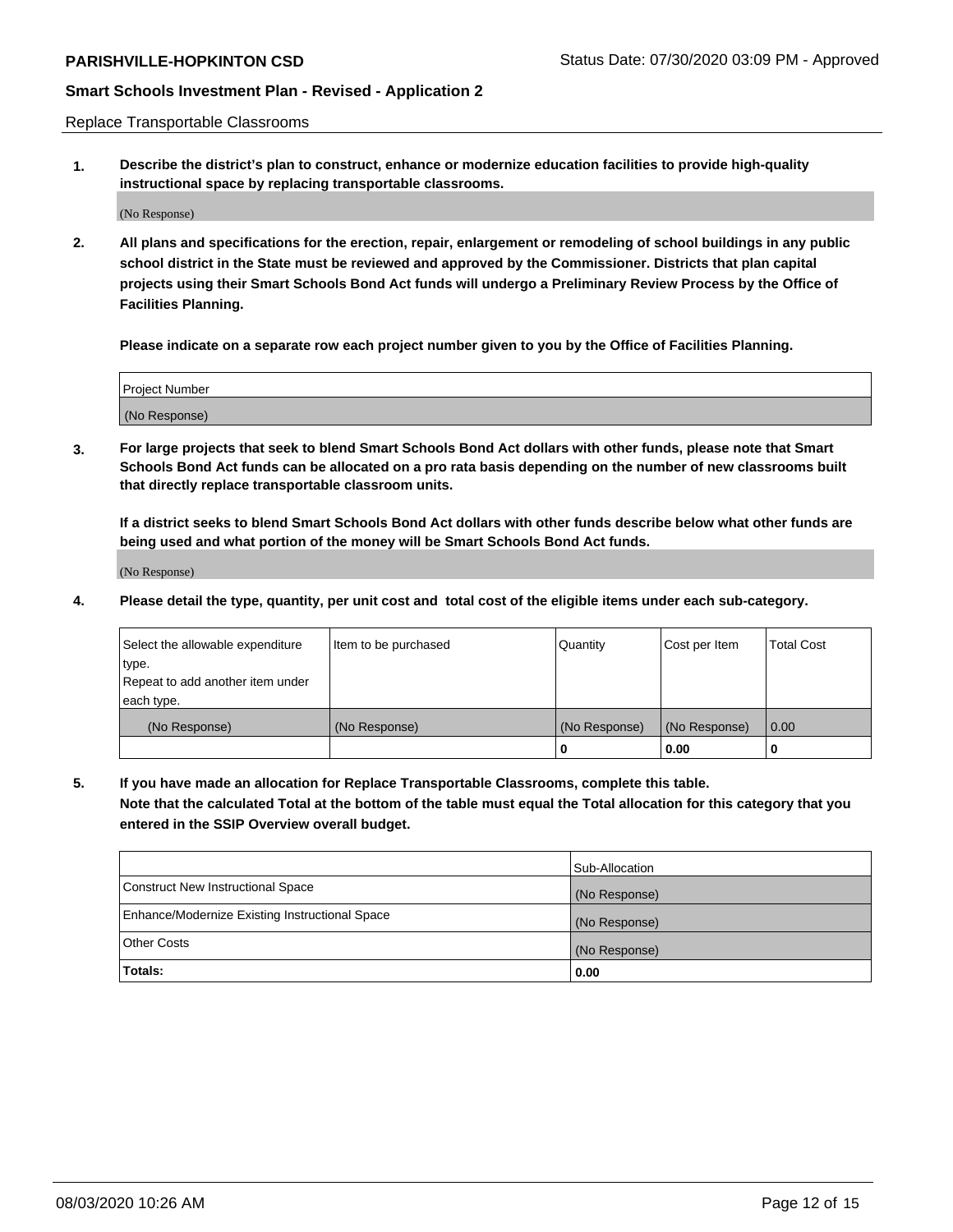Replace Transportable Classrooms

**1. Describe the district's plan to construct, enhance or modernize education facilities to provide high-quality instructional space by replacing transportable classrooms.**

(No Response)

**2. All plans and specifications for the erection, repair, enlargement or remodeling of school buildings in any public school district in the State must be reviewed and approved by the Commissioner. Districts that plan capital projects using their Smart Schools Bond Act funds will undergo a Preliminary Review Process by the Office of Facilities Planning.**

**Please indicate on a separate row each project number given to you by the Office of Facilities Planning.**

| Project Number |
| --- |
| (No Response) |

**3. For large projects that seek to blend Smart Schools Bond Act dollars with other funds, please note that Smart Schools Bond Act funds can be allocated on a pro rata basis depending on the number of new classrooms built that directly replace transportable classroom units.**

**If a district seeks to blend Smart Schools Bond Act dollars with other funds describe below what other funds are being used and what portion of the money will be Smart Schools Bond Act funds.**

(No Response)

**4. Please detail the type, quantity, per unit cost and total cost of the eligible items under each sub-category.**

| Select the allowable expenditure type. Repeat to add another item under each type. | Item to be purchased | Quantity | Cost per Item | Total Cost |
| --- | --- | --- | --- | --- |
| (No Response) | (No Response) | (No Response) | (No Response) | 0.00 |
| | | 0 | 0.00 | 0 |

**5. If you have made an allocation for Replace Transportable Classrooms, complete this table. Note that the calculated Total at the bottom of the table must equal the Total allocation for this category that you entered in the SSIP Overview overall budget.**

| | Sub-Allocation |
| --- | --- |
| Construct New Instructional Space | (No Response) |
| Enhance/Modernize Existing Instructional Space | (No Response) |
| Other Costs | (No Response) |
| **Totals:** | **0.00** |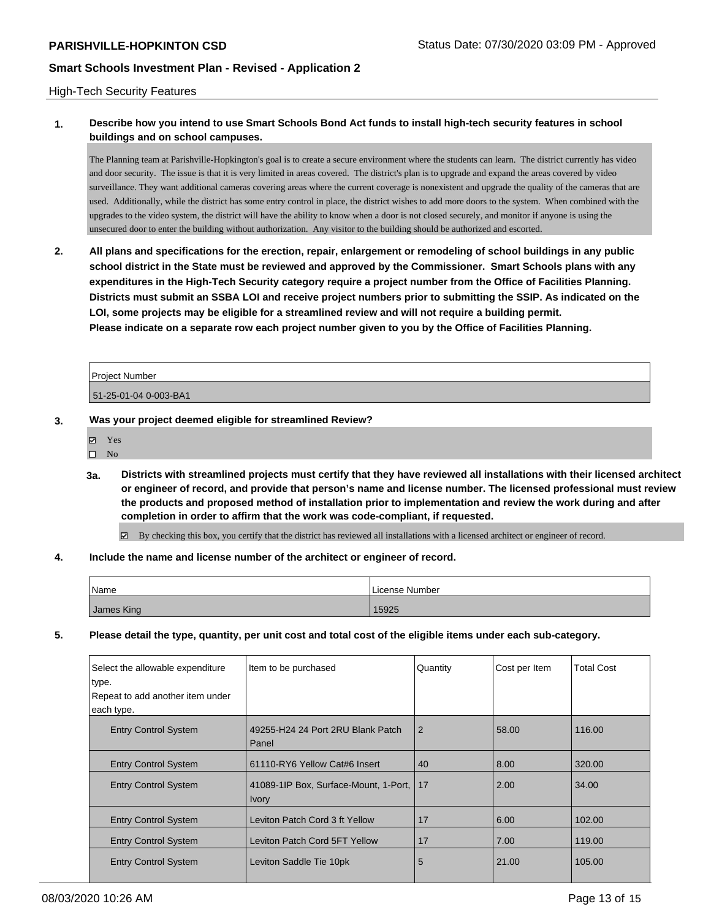## High-Tech Security Features

**1. Describe how you intend to use Smart Schools Bond Act funds to install high-tech security features in school buildings and on school campuses.**

The Planning team at Parishville-Hopkinton's goal is to create a secure environment where the students can learn. The district currently has video and door security. The issue is that it is very limited in areas covered. The district's plan is to upgrade and expand the areas covered by video surveillance. They want additional cameras covering areas where the current coverage is nonexistent and upgrade the quality of the cameras that are used. Additionally, while the district has some entry control in place, the district wishes to add more doors to the system. When combined with the upgrades to the video system, the district will have the ability to know when a door is not closed securely, and monitor if anyone is using the unsecured door to enter the building without authorization. Any visitor to the building should be authorized and escorted.

**2. All plans and specifications for the erection, repair, enlargement or remodeling of school buildings in any public school district in the State must be reviewed and approved by the Commissioner. Smart Schools plans with any expenditures in the High-Tech Security category require a project number from the Office of Facilities Planning. Districts must submit an SSBA LOI and receive project numbers prior to submitting the SSIP. As indicated on the LOI, some projects may be eligible for a streamlined review and will not require a building permit. Please indicate on a separate row each project number given to you by the Office of Facilities Planning.**

| Project Number |
|---|
| 51-25-01-04 0-003-BA1 |

**3. Was your project deemed eligible for streamlined Review?**

- ☑ Yes
- ☐ No

**3a. Districts with streamlined projects must certify that they have reviewed all installations with their licensed architect or engineer of record, and provide that person's name and license number. The licensed professional must review the products and proposed method of installation prior to implementation and review the work during and after completion in order to affirm that the work was code-compliant, if requested.**

☑ By checking this box, you certify that the district has reviewed all installations with a licensed architect or engineer of record.

**4. Include the name and license number of the architect or engineer of record.**

| Name | License Number |
|---|---|
| James King | 15925 |

**5. Please detail the type, quantity, per unit cost and total cost of the eligible items under each sub-category.**

| Select the allowable expenditure type. Repeat to add another item under each type. | Item to be purchased | Quantity | Cost per Item | Total Cost |
|---|---|---|---|---|
| Entry Control System | 49255-H24 24 Port 2RU Blank Patch Panel | 2 | 58.00 | 116.00 |
| Entry Control System | 61110-RY6 Yellow Cat#6 Insert | 40 | 8.00 | 320.00 |
| Entry Control System | 41089-1IP Box, Surface-Mount, 1-Port, Ivory | 17 | 2.00 | 34.00 |
| Entry Control System | Leviton Patch Cord 3 ft Yellow | 17 | 6.00 | 102.00 |
| Entry Control System | Leviton Patch Cord 5FT Yellow | 17 | 7.00 | 119.00 |
| Entry Control System | Leviton Saddle Tie 10pk | 5 | 21.00 | 105.00 |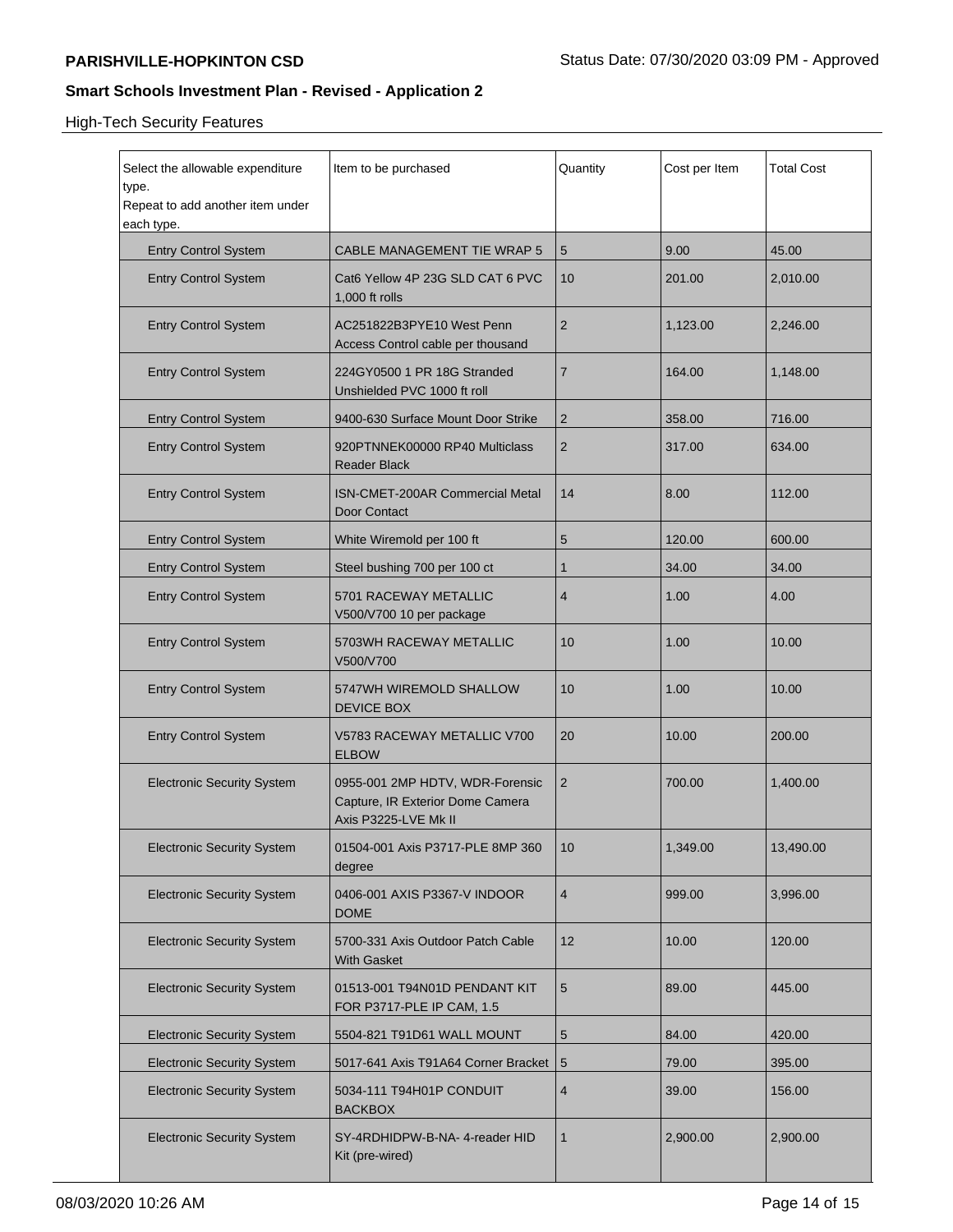High-Tech Security Features

| Select the allowable expenditure type. Repeat to add another item under each type. | Item to be purchased | Quantity | Cost per Item | Total Cost |
| --- | --- | --- | --- | --- |
| Entry Control System | CABLE MANAGEMENT TIE WRAP 5 | 5 | 9.00 | 45.00 |
| Entry Control System | Cat6 Yellow 4P 23G SLD CAT 6 PVC 1,000 ft rolls | 10 | 201.00 | 2,010.00 |
| Entry Control System | AC251822B3PYE10 West Penn Access Control cable per thousand | 2 | 1,123.00 | 2,246.00 |
| Entry Control System | 224GY0500 1 PR 18G Stranded Unshielded PVC 1000 ft roll | 7 | 164.00 | 1,148.00 |
| Entry Control System | 9400-630 Surface Mount Door Strike | 2 | 358.00 | 716.00 |
| Entry Control System | 920PTNNEK00000 RP40 Multiclass Reader Black | 2 | 317.00 | 634.00 |
| Entry Control System | ISN-CMET-200AR Commercial Metal Door Contact | 14 | 8.00 | 112.00 |
| Entry Control System | White Wiremold per 100 ft | 5 | 120.00 | 600.00 |
| Entry Control System | Steel bushing 700 per 100 ct | 1 | 34.00 | 34.00 |
| Entry Control System | 5701 RACEWAY METALLIC V500/V700 10 per package | 4 | 1.00 | 4.00 |
| Entry Control System | 5703WH RACEWAY METALLIC V500/V700 | 10 | 1.00 | 10.00 |
| Entry Control System | 5747WH WIREMOLD SHALLOW DEVICE BOX | 10 | 1.00 | 10.00 |
| Entry Control System | V5783 RACEWAY METALLIC V700 ELBOW | 20 | 10.00 | 200.00 |
| Electronic Security System | 0955-001 2MP HDTV, WDR-Forensic Capture, IR Exterior Dome Camera Axis P3225-LVE Mk II | 2 | 700.00 | 1,400.00 |
| Electronic Security System | 01504-001 Axis P3717-PLE 8MP 360 degree | 10 | 1,349.00 | 13,490.00 |
| Electronic Security System | 0406-001 AXIS P3367-V INDOOR DOME | 4 | 999.00 | 3,996.00 |
| Electronic Security System | 5700-331 Axis Outdoor Patch Cable With Gasket | 12 | 10.00 | 120.00 |
| Electronic Security System | 01513-001 T94N01D PENDANT KIT FOR P3717-PLE IP CAM, 1.5 | 5 | 89.00 | 445.00 |
| Electronic Security System | 5504-821 T91D61 WALL MOUNT | 5 | 84.00 | 420.00 |
| Electronic Security System | 5017-641 Axis T91A64 Corner Bracket | 5 | 79.00 | 395.00 |
| Electronic Security System | 5034-111 T94H01P CONDUIT BACKBOX | 4 | 39.00 | 156.00 |
| Electronic Security System | SY-4RDHIDPW-B-NA- 4-reader HID Kit (pre-wired) | 1 | 2,900.00 | 2,900.00 |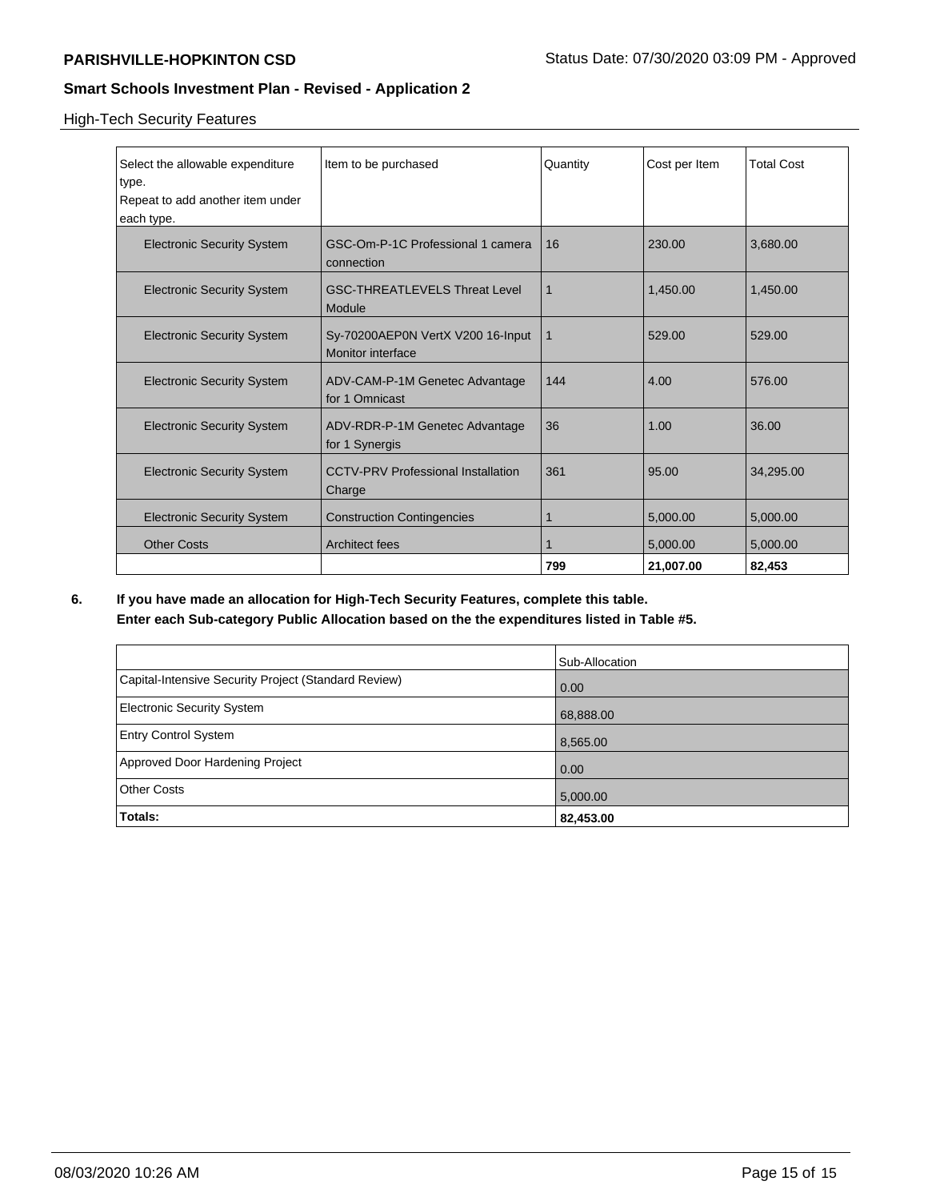High-Tech Security Features

| Select the allowable expenditure type. Repeat to add another item under each type. | Item to be purchased | Quantity | Cost per Item | Total Cost |
|---|---|---|---|---|
| Electronic Security System | GSC-Om-P-1C Professional 1 camera connection | 16 | 230.00 | 3,680.00 |
| Electronic Security System | GSC-THREATLEVELS Threat Level Module | 1 | 1,450.00 | 1,450.00 |
| Electronic Security System | Sy-70200AEP0N VertX V200 16-Input Monitor interface | 1 | 529.00 | 529.00 |
| Electronic Security System | ADV-CAM-P-1M Genetec Advantage for 1 Omnicast | 144 | 4.00 | 576.00 |
| Electronic Security System | ADV-RDR-P-1M Genetec Advantage for 1 Synergis | 36 | 1.00 | 36.00 |
| Electronic Security System | CCTV-PRV Professional Installation Charge | 361 | 95.00 | 34,295.00 |
| Electronic Security System | Construction Contingencies | 1 | 5,000.00 | 5,000.00 |
| Other Costs | Architect fees | 1 | 5,000.00 | 5,000.00 |
| | | **799** | **21,007.00** | **82,453** |

**6. If you have made an allocation for High-Tech Security Features, complete this table. Enter each Sub-category Public Allocation based on the the expenditures listed in Table #5.**

| | Sub-Allocation |
|---|---|
| Capital-Intensive Security Project (Standard Review) | 0.00 |
| Electronic Security System | 68,888.00 |
| Entry Control System | 8,565.00 |
| Approved Door Hardening Project | 0.00 |
| Other Costs | 5,000.00 |
| **Totals:** | **82,453.00** |